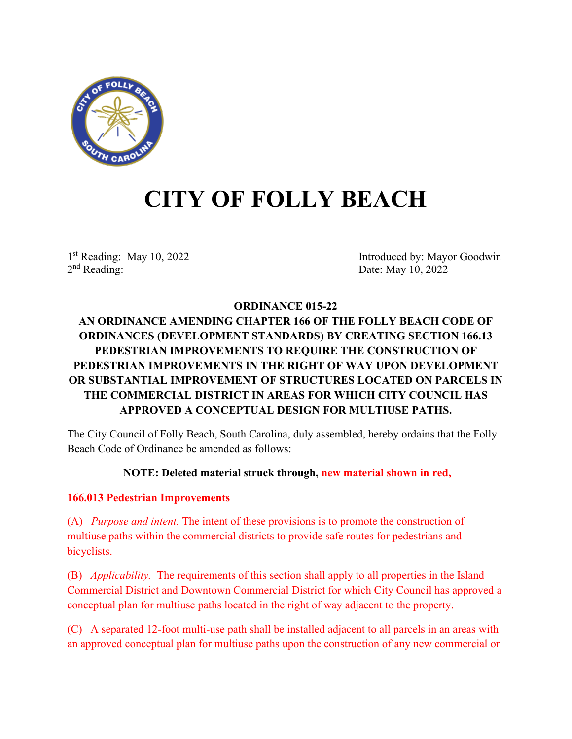# CITY OF FOLLY BEACH

1st Reading: May 10, 2022
2nd Reading:

Introduced by: Mayor Goodwin
Date: May 10, 2022

**ORDINANCE 015-22**

**AN ORDINANCE AMENDING CHAPTER 166 OF THE FOLLY BEACH CODE OF ORDINANCES (DEVELOPMENT STANDARDS) BY CREATING SECTION 166.13 PEDESTRIAN IMPROVEMENTS TO REQUIRE THE CONSTRUCTION OF PEDESTRIAN IMPROVEMENTS IN THE RIGHT OF WAY UPON DEVELOPMENT OR SUBSTANTIAL IMPROVEMENT OF STRUCTURES LOCATED ON PARCELS IN THE COMMERCIAL DISTRICT IN AREAS FOR WHICH CITY COUNCIL HAS APPROVED A CONCEPTUAL DESIGN FOR MULTIUSE PATHS.**

The City Council of Folly Beach, South Carolina, duly assembled, hereby ordains that the Folly Beach Code of Ordinance be amended as follows:

**NOTE: ~~Deleted material struck through~~, new material shown in red,**

**166.013 Pedestrian Improvements**

(A) *Purpose and intent.* The intent of these provisions is to promote the construction of multiuse paths within the commercial districts to provide safe routes for pedestrians and bicyclists.

(B) *Applicability.* The requirements of this section shall apply to all properties in the Island Commercial District and Downtown Commercial District for which City Council has approved a conceptual plan for multiuse paths located in the right of way adjacent to the property.

(C) A separated 12-foot multi-use path shall be installed adjacent to all parcels in an areas with an approved conceptual plan for multiuse paths upon the construction of any new commercial or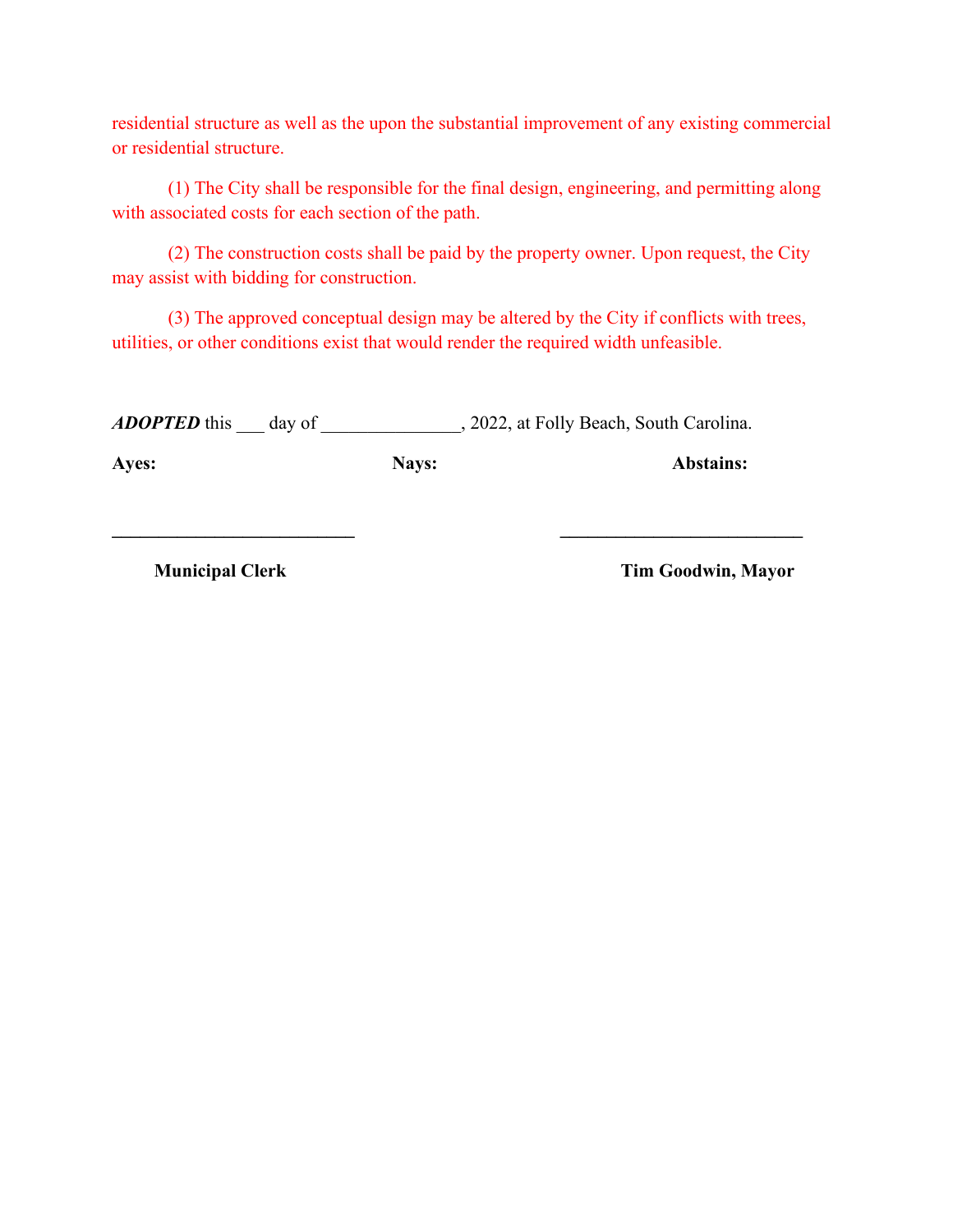residential structure as well as the upon the substantial improvement of any existing commercial or residential structure.

(1) The City shall be responsible for the final design, engineering, and permitting along with associated costs for each section of the path.

(2) The construction costs shall be paid by the property owner. Upon request, the City may assist with bidding for construction.

(3) The approved conceptual design may be altered by the City if conflicts with trees, utilities, or other conditions exist that would render the required width unfeasible.

***ADOPTED*** this ___ day of _______________, 2022, at Folly Beach, South Carolina.

**Ayes:** **Nays:** **Abstains:**

__________________________ __________________________

**Municipal Clerk** **Tim Goodwin, Mayor**